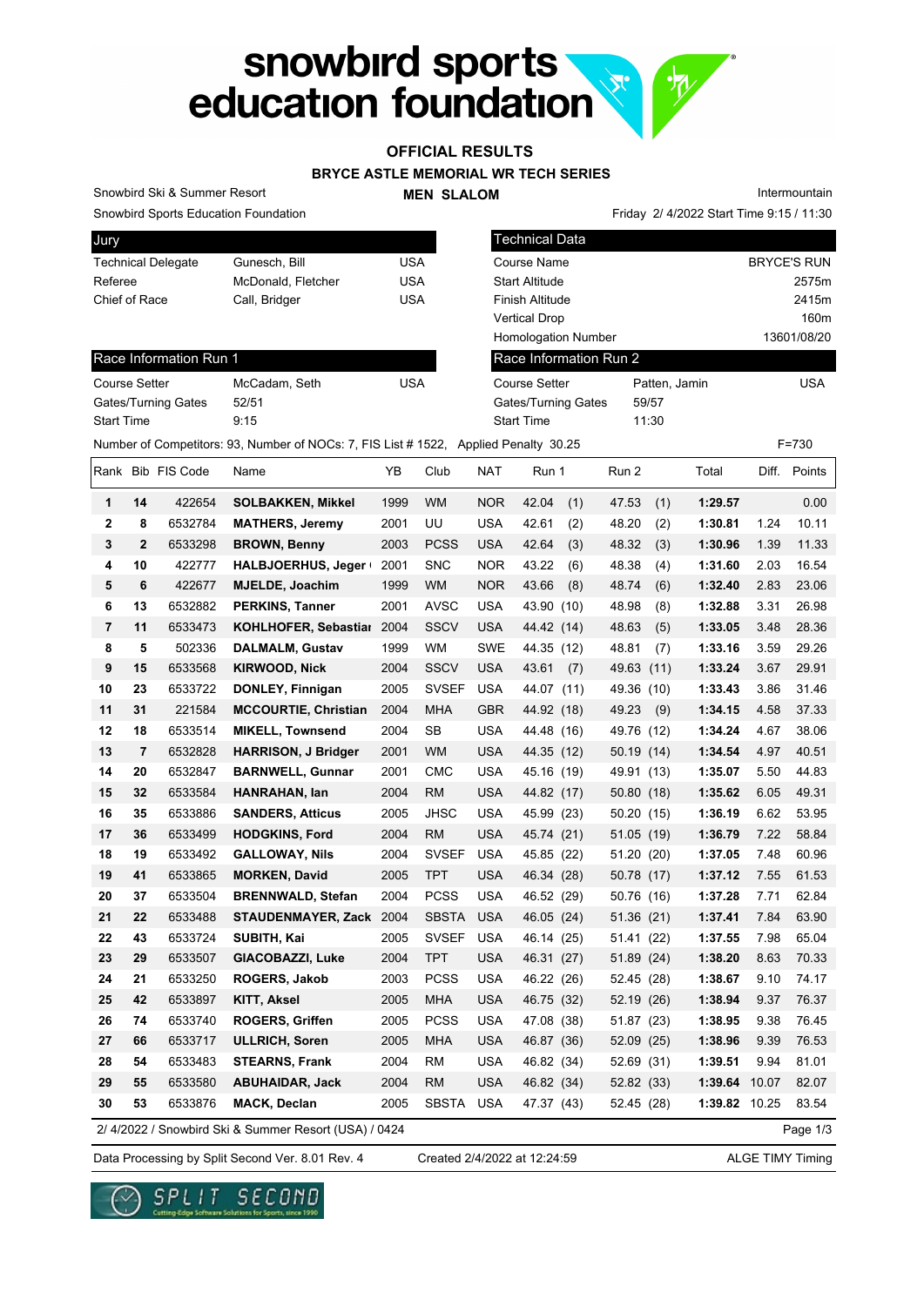# snowbird sports education foundation

## OFFICIAL RESULTS

### BRYCE ASTLE MEMORIAL WR TECH SERIES

### MEN SLALOM

Snowbird Ski & Summer Resort

Snowbird Sports Education Foundation

Intermountain

Friday 2/ 4/2022 Start Time 9:15 / 11:30

| Jury | | |
|---|---|---|
| Technical Delegate | Gunesch, Bill | USA |
| Referee | McDonald, Fletcher | USA |
| Chief of Race | Call, Bridger | USA |

| Technical Data | |
|---|---|
| Course Name | BRYCE'S RUN |
| Start Altitude | 2575m |
| Finish Altitude | 2415m |
| Vertical Drop | 160m |
| Homologation Number | 13601/08/20 |

| Race Information Run 1 | | |
|---|---|---|
| Course Setter | McCadam, Seth | USA |
| Gates/Turning Gates | 52/51 | |
| Start Time | 9:15 | |

| Race Information Run 2 | | |
|---|---|---|
| Course Setter | Patten, Jamin | USA |
| Gates/Turning Gates | 59/57 | |
| Start Time | 11:30 | |

Number of Competitors: 93, Number of NOCs: 7, FIS List # 1522, Applied Penalty 30.25 F=730

| Rank | Bib | FIS Code | Name | YB | Club | NAT | Run 1 | Run 2 | Total | Diff. | Points |
|---|---|---|---|---|---|---|---|---|---|---|---|
| 1 | 14 | 422654 | SOLBAKKEN, Mikkel | 1999 | WM | NOR | 42.04 (1) | 47.53 (1) | 1:29.57 | | 0.00 |
| 2 | 8 | 6532784 | MATHERS, Jeremy | 2001 | UU | USA | 42.61 (2) | 48.20 (2) | 1:30.81 | 1.24 | 10.11 |
| 3 | 2 | 6533298 | BROWN, Benny | 2003 | PCSS | USA | 42.64 (3) | 48.32 (3) | 1:30.96 | 1.39 | 11.33 |
| 4 | 10 | 422777 | HALBJOERHUS, Jeger | 2001 | SNC | NOR | 43.22 (6) | 48.38 (4) | 1:31.60 | 2.03 | 16.54 |
| 5 | 6 | 422677 | MJELDE, Joachim | 1999 | WM | NOR | 43.66 (8) | 48.74 (6) | 1:32.40 | 2.83 | 23.06 |
| 6 | 13 | 6532882 | PERKINS, Tanner | 2001 | AVSC | USA | 43.90 (10) | 48.98 (8) | 1:32.88 | 3.31 | 26.98 |
| 7 | 11 | 6533473 | KOHLHOFER, Sebastiar | 2004 | SSCV | USA | 44.42 (14) | 48.63 (5) | 1:33.05 | 3.48 | 28.36 |
| 8 | 5 | 502336 | DALMALM, Gustav | 1999 | WM | SWE | 44.35 (12) | 48.81 (7) | 1:33.16 | 3.59 | 29.26 |
| 9 | 15 | 6533568 | KIRWOOD, Nick | 2004 | SSCV | USA | 43.61 (7) | 49.63 (11) | 1:33.24 | 3.67 | 29.91 |
| 10 | 23 | 6533722 | DONLEY, Finnigan | 2005 | SVSEF | USA | 44.07 (11) | 49.36 (10) | 1:33.43 | 3.86 | 31.46 |
| 11 | 31 | 221584 | MCCOURTIE, Christian | 2004 | MHA | GBR | 44.92 (18) | 49.23 (9) | 1:34.15 | 4.58 | 37.33 |
| 12 | 18 | 6533514 | MIKELL, Townsend | 2004 | SB | USA | 44.48 (16) | 49.76 (12) | 1:34.24 | 4.67 | 38.06 |
| 13 | 7 | 6532828 | HARRISON, J Bridger | 2001 | WM | USA | 44.35 (12) | 50.19 (14) | 1:34.54 | 4.97 | 40.51 |
| 14 | 20 | 6532847 | BARNWELL, Gunnar | 2001 | CMC | USA | 45.16 (19) | 49.91 (13) | 1:35.07 | 5.50 | 44.83 |
| 15 | 32 | 6533584 | HANRAHAN, Ian | 2004 | RM | USA | 44.82 (17) | 50.80 (18) | 1:35.62 | 6.05 | 49.31 |
| 16 | 35 | 6533886 | SANDERS, Atticus | 2005 | JHSC | USA | 45.99 (23) | 50.20 (15) | 1:36.19 | 6.62 | 53.95 |
| 17 | 36 | 6533499 | HODGKINS, Ford | 2004 | RM | USA | 45.74 (21) | 51.05 (19) | 1:36.79 | 7.22 | 58.84 |
| 18 | 19 | 6533492 | GALLOWAY, Nils | 2004 | SVSEF | USA | 45.85 (22) | 51.20 (20) | 1:37.05 | 7.48 | 60.96 |
| 19 | 41 | 6533865 | MORKEN, David | 2005 | TPT | USA | 46.34 (28) | 50.78 (17) | 1:37.12 | 7.55 | 61.53 |
| 20 | 37 | 6533504 | BRENNWALD, Stefan | 2004 | PCSS | USA | 46.52 (29) | 50.76 (16) | 1:37.28 | 7.71 | 62.84 |
| 21 | 22 | 6533488 | STAUDENMAYER, Zack | 2004 | SBSTA | USA | 46.05 (24) | 51.36 (21) | 1:37.41 | 7.84 | 63.90 |
| 22 | 43 | 6533724 | SUBITH, Kai | 2005 | SVSEF | USA | 46.14 (25) | 51.41 (22) | 1:37.55 | 7.98 | 65.04 |
| 23 | 29 | 6533507 | GIACOBAZZI, Luke | 2004 | TPT | USA | 46.31 (27) | 51.89 (24) | 1:38.20 | 8.63 | 70.33 |
| 24 | 21 | 6533250 | ROGERS, Jakob | 2003 | PCSS | USA | 46.22 (26) | 52.45 (28) | 1:38.67 | 9.10 | 74.17 |
| 25 | 42 | 6533897 | KITT, Aksel | 2005 | MHA | USA | 46.75 (32) | 52.19 (26) | 1:38.94 | 9.37 | 76.37 |
| 26 | 74 | 6533740 | ROGERS, Griffen | 2005 | PCSS | USA | 47.08 (38) | 51.87 (23) | 1:38.95 | 9.38 | 76.45 |
| 27 | 66 | 6533717 | ULLRICH, Soren | 2005 | MHA | USA | 46.87 (36) | 52.09 (25) | 1:38.96 | 9.39 | 76.53 |
| 28 | 54 | 6533483 | STEARNS, Frank | 2004 | RM | USA | 46.82 (34) | 52.69 (31) | 1:39.51 | 9.94 | 81.01 |
| 29 | 55 | 6533580 | ABUHAIDAR, Jack | 2004 | RM | USA | 46.82 (34) | 52.82 (33) | 1:39.64 | 10.07 | 82.07 |
| 30 | 53 | 6533876 | MACK, Declan | 2005 | SBSTA | USA | 47.37 (43) | 52.45 (28) | 1:39.82 | 10.25 | 83.54 |

2/ 4/2022 / Snowbird Ski & Summer Resort (USA) / 0424

Data Processing by Split Second Ver. 8.01 Rev. 4 Created 2/4/2022 at 12:24:59 ALGE TIMY Timing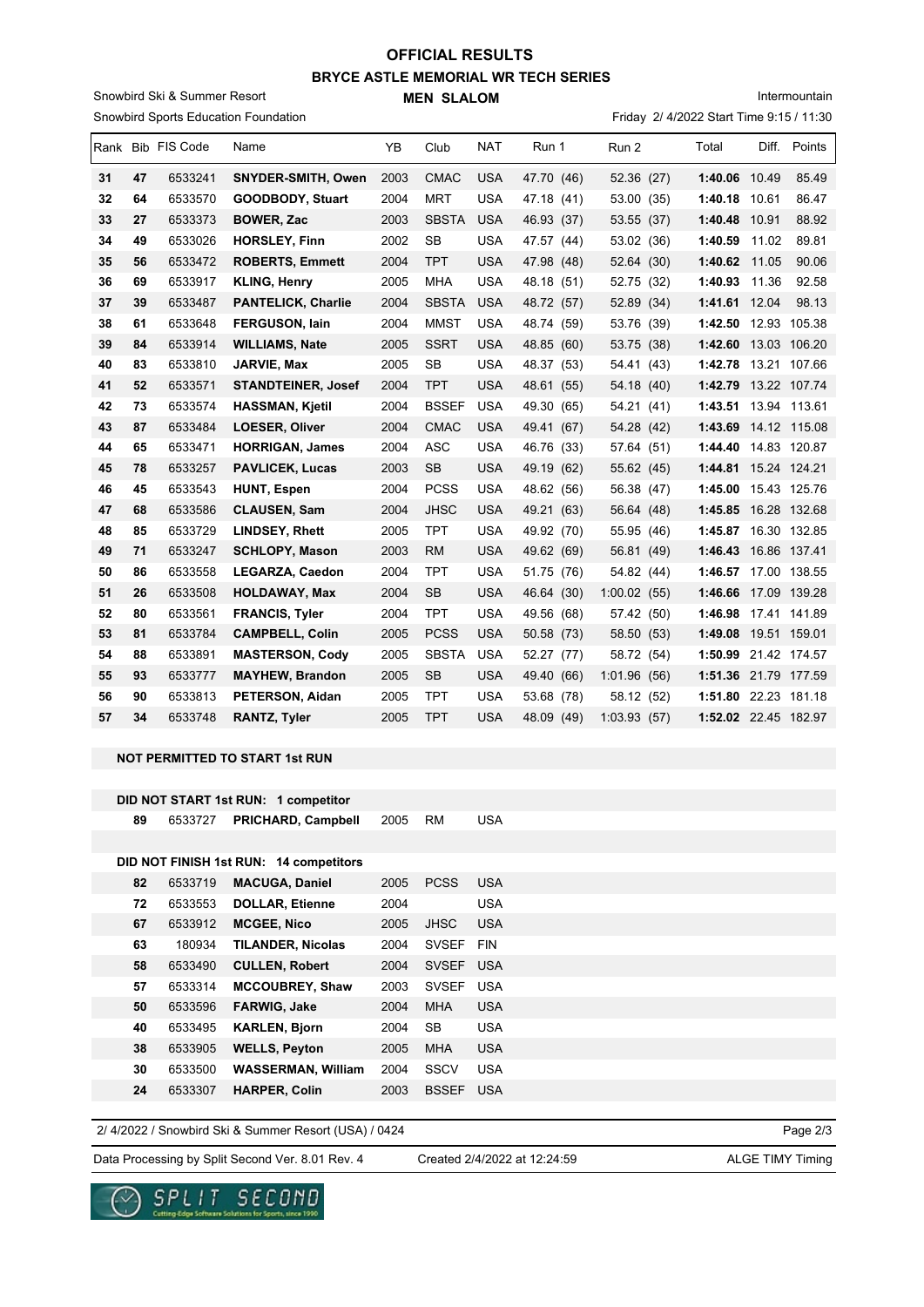# OFFICIAL RESULTS

## BRYCE ASTLE MEMORIAL WR TECH SERIES

### MEN SLALOM

Snowbird Ski & Summer Resort

Snowbird Sports Education Foundation

Intermountain

Friday 2/ 4/2022 Start Time 9:15 / 11:30

| Rank | Bib | FIS Code | Name | YB | Club | NAT | Run 1 | Run 2 | Total | Diff. | Points |
|---|---|---|---|---|---|---|---|---|---|---|---|
| 31 | 47 | 6533241 | **SNYDER-SMITH, Owen** | 2003 | CMAC | USA | 47.70 (46) | 52.36 (27) | **1:40.06** | 10.49 | 85.49 |
| 32 | 64 | 6533570 | **GOODBODY, Stuart** | 2004 | MRT | USA | 47.18 (41) | 53.00 (35) | **1:40.18** | 10.61 | 86.47 |
| 33 | 27 | 6533373 | **BOWER, Zac** | 2003 | SBSTA | USA | 46.93 (37) | 53.55 (37) | **1:40.48** | 10.91 | 88.92 |
| 34 | 49 | 6533026 | **HORSLEY, Finn** | 2002 | SB | USA | 47.57 (44) | 53.02 (36) | **1:40.59** | 11.02 | 89.81 |
| 35 | 56 | 6533472 | **ROBERTS, Emmett** | 2004 | TPT | USA | 47.98 (48) | 52.64 (30) | **1:40.62** | 11.05 | 90.06 |
| 36 | 69 | 6533917 | **KLING, Henry** | 2005 | MHA | USA | 48.18 (51) | 52.75 (32) | **1:40.93** | 11.36 | 92.58 |
| 37 | 39 | 6533487 | **PANTELICK, Charlie** | 2004 | SBSTA | USA | 48.72 (57) | 52.89 (34) | **1:41.61** | 12.04 | 98.13 |
| 38 | 61 | 6533648 | **FERGUSON, Iain** | 2004 | MMST | USA | 48.74 (59) | 53.76 (39) | **1:42.50** | 12.93 | 105.38 |
| 39 | 84 | 6533914 | **WILLIAMS, Nate** | 2005 | SSRT | USA | 48.85 (60) | 53.75 (38) | **1:42.60** | 13.03 | 106.20 |
| 40 | 83 | 6533810 | **JARVIE, Max** | 2005 | SB | USA | 48.37 (53) | 54.41 (43) | **1:42.78** | 13.21 | 107.66 |
| 41 | 52 | 6533571 | **STANDTEINER, Josef** | 2004 | TPT | USA | 48.61 (55) | 54.18 (40) | **1:42.79** | 13.22 | 107.74 |
| 42 | 73 | 6533574 | **HASSMAN, Kjetil** | 2004 | BSSEF | USA | 49.30 (65) | 54.21 (41) | **1:43.51** | 13.94 | 113.61 |
| 43 | 87 | 6533484 | **LOESER, Oliver** | 2004 | CMAC | USA | 49.41 (67) | 54.28 (42) | **1:43.69** | 14.12 | 115.08 |
| 44 | 65 | 6533471 | **HORRIGAN, James** | 2004 | ASC | USA | 46.76 (33) | 57.64 (51) | **1:44.40** | 14.83 | 120.87 |
| 45 | 78 | 6533257 | **PAVLICEK, Lucas** | 2003 | SB | USA | 49.19 (62) | 55.62 (45) | **1:44.81** | 15.24 | 124.21 |
| 46 | 45 | 6533543 | **HUNT, Espen** | 2004 | PCSS | USA | 48.62 (56) | 56.38 (47) | **1:45.00** | 15.43 | 125.76 |
| 47 | 68 | 6533586 | **CLAUSEN, Sam** | 2004 | JHSC | USA | 49.21 (63) | 56.64 (48) | **1:45.85** | 16.28 | 132.68 |
| 48 | 85 | 6533729 | **LINDSEY, Rhett** | 2005 | TPT | USA | 49.92 (70) | 55.95 (46) | **1:45.87** | 16.30 | 132.85 |
| 49 | 71 | 6533247 | **SCHLOPY, Mason** | 2003 | RM | USA | 49.62 (69) | 56.81 (49) | **1:46.43** | 16.86 | 137.41 |
| 50 | 86 | 6533558 | **LEGARZA, Caedon** | 2004 | TPT | USA | 51.75 (76) | 54.82 (44) | **1:46.57** | 17.00 | 138.55 |
| 51 | 26 | 6533508 | **HOLDAWAY, Max** | 2004 | SB | USA | 46.64 (30) | 1:00.02 (55) | **1:46.66** | 17.09 | 139.28 |
| 52 | 80 | 6533561 | **FRANCIS, Tyler** | 2004 | TPT | USA | 49.56 (68) | 57.42 (50) | **1:46.98** | 17.41 | 141.89 |
| 53 | 81 | 6533784 | **CAMPBELL, Colin** | 2005 | PCSS | USA | 50.58 (73) | 58.50 (53) | **1:49.08** | 19.51 | 159.01 |
| 54 | 88 | 6533891 | **MASTERSON, Cody** | 2005 | SBSTA | USA | 52.27 (77) | 58.72 (54) | **1:50.99** | 21.42 | 174.57 |
| 55 | 93 | 6533777 | **MAYHEW, Brandon** | 2005 | SB | USA | 49.40 (66) | 1:01.96 (56) | **1:51.36** | 21.79 | 177.59 |
| 56 | 90 | 6533813 | **PETERSON, Aidan** | 2005 | TPT | USA | 53.68 (78) | 58.12 (52) | **1:51.80** | 22.23 | 181.18 |
| 57 | 34 | 6533748 | **RANTZ, Tyler** | 2005 | TPT | USA | 48.09 (49) | 1:03.93 (57) | **1:52.02** | 22.45 | 182.97 |

**NOT PERMITTED TO START 1st RUN**

**DID NOT START 1st RUN: 1 competitor**

| Bib | FIS Code | Name | YB | Club | NAT |
|---|---|---|---|---|---|
| 89 | 6533727 | **PRICHARD, Campbell** | 2005 | RM | USA |

**DID NOT FINISH 1st RUN: 14 competitors**

| Bib | FIS Code | Name | YB | Club | NAT |
|---|---|---|---|---|---|
| 82 | 6533719 | **MACUGA, Daniel** | 2005 | PCSS | USA |
| 72 | 6533553 | **DOLLAR, Etienne** | 2004 | | USA |
| 67 | 6533912 | **MCGEE, Nico** | 2005 | JHSC | USA |
| 63 | 180934 | **TILANDER, Nicolas** | 2004 | SVSEF | FIN |
| 58 | 6533490 | **CULLEN, Robert** | 2004 | SVSEF | USA |
| 57 | 6533314 | **MCCOUBREY, Shaw** | 2003 | SVSEF | USA |
| 50 | 6533596 | **FARWIG, Jake** | 2004 | MHA | USA |
| 40 | 6533495 | **KARLEN, Bjorn** | 2004 | SB | USA |
| 38 | 6533905 | **WELLS, Peyton** | 2005 | MHA | USA |
| 30 | 6533500 | **WASSERMAN, William** | 2004 | SSCV | USA |
| 24 | 6533307 | **HARPER, Colin** | 2003 | BSSEF | USA |

2/ 4/2022 / Snowbird Ski & Summer Resort (USA) / 0424

Data Processing by Split Second Ver. 8.01 Rev. 4 — Created 2/4/2022 at 12:24:59 — ALGE TIMY Timing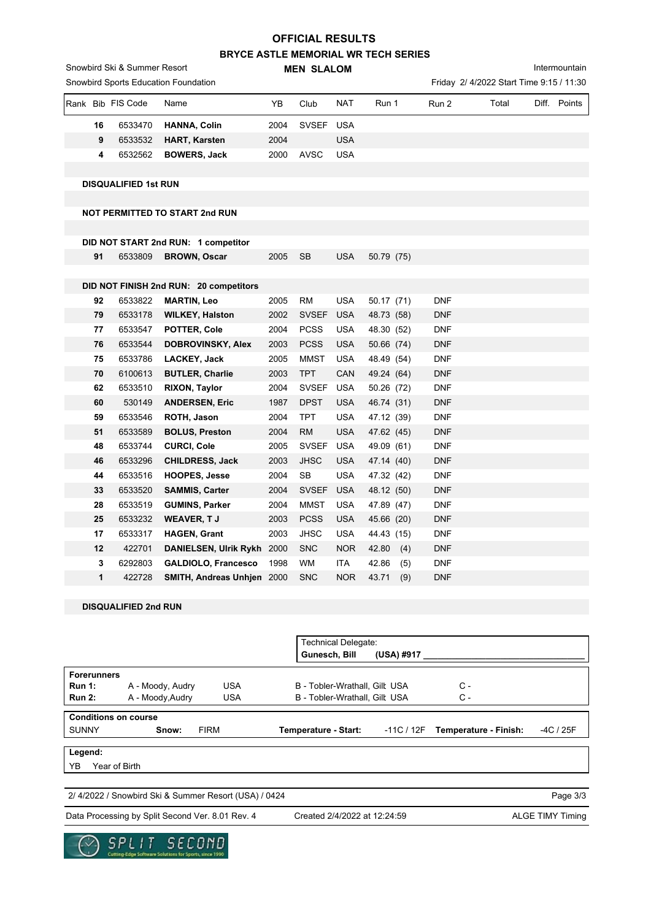# OFFICIAL RESULTS

## BRYCE ASTLE MEMORIAL WR TECH SERIES

### MEN SLALOM

Snowbird Ski & Summer Resort

Snowbird Sports Education Foundation

Intermountain

Friday 2/ 4/2022 Start Time 9:15 / 11:30

| Rank | Bib | FIS Code | Name | YB | Club | NAT | Run 1 | Run 2 | Total | Diff. | Points |
|---|---|---|---|---|---|---|---|---|---|---|---|
| | 16 | 6533470 | **HANNA, Colin** | 2004 | SVSEF | USA | | | | | |
| | 9 | 6533532 | **HART, Karsten** | 2004 | | USA | | | | | |
| | 4 | 6532562 | **BOWERS, Jack** | 2000 | AVSC | USA | | | | | |
| | | | | | | | | | | | |
| **DISQUALIFIED 1st RUN** | | | | | | | | | | | |
| | | | | | | | | | | | |
| **NOT PERMITTED TO START 2nd RUN** | | | | | | | | | | | |
| | | | | | | | | | | | |
| **DID NOT START 2nd RUN: 1 competitor** | | | | | | | | | | | |
| | 91 | 6533809 | **BROWN, Oscar** | 2005 | SB | USA | 50.79 (75) | | | | |
| | | | | | | | | | | | |
| **DID NOT FINISH 2nd RUN: 20 competitors** | | | | | | | | | | | |
| | 92 | 6533822 | **MARTIN, Leo** | 2005 | RM | USA | 50.17 (71) | DNF | | | |
| | 79 | 6533178 | **WILKEY, Halston** | 2002 | SVSEF | USA | 48.73 (58) | DNF | | | |
| | 77 | 6533547 | **POTTER, Cole** | 2004 | PCSS | USA | 48.30 (52) | DNF | | | |
| | 76 | 6533544 | **DOBROVINSKY, Alex** | 2003 | PCSS | USA | 50.66 (74) | DNF | | | |
| | 75 | 6533786 | **LACKEY, Jack** | 2005 | MMST | USA | 48.49 (54) | DNF | | | |
| | 70 | 6100613 | **BUTLER, Charlie** | 2003 | TPT | CAN | 49.24 (64) | DNF | | | |
| | 62 | 6533510 | **RIXON, Taylor** | 2004 | SVSEF | USA | 50.26 (72) | DNF | | | |
| | 60 | 530149 | **ANDERSEN, Eric** | 1987 | DPST | USA | 46.74 (31) | DNF | | | |
| | 59 | 6533546 | **ROTH, Jason** | 2004 | TPT | USA | 47.12 (39) | DNF | | | |
| | 51 | 6533589 | **BOLUS, Preston** | 2004 | RM | USA | 47.62 (45) | DNF | | | |
| | 48 | 6533744 | **CURCI, Cole** | 2005 | SVSEF | USA | 49.09 (61) | DNF | | | |
| | 46 | 6533296 | **CHILDRESS, Jack** | 2003 | JHSC | USA | 47.14 (40) | DNF | | | |
| | 44 | 6533516 | **HOOPES, Jesse** | 2004 | SB | USA | 47.32 (42) | DNF | | | |
| | 33 | 6533520 | **SAMMIS, Carter** | 2004 | SVSEF | USA | 48.12 (50) | DNF | | | |
| | 28 | 6533519 | **GUMINS, Parker** | 2004 | MMST | USA | 47.89 (47) | DNF | | | |
| | 25 | 6533232 | **WEAVER, T J** | 2003 | PCSS | USA | 45.66 (20) | DNF | | | |
| | 17 | 6533317 | **HAGEN, Grant** | 2003 | JHSC | USA | 44.43 (15) | DNF | | | |
| | 12 | 422701 | **DANIELSEN, Ulrik Rykh** | 2000 | SNC | NOR | 42.80 (4) | DNF | | | |
| | 3 | 6292803 | **GALDIOLO, Francesco** | 1998 | WM | ITA | 42.86 (5) | DNF | | | |
| | 1 | 422728 | **SMITH, Andreas Unhjen** | 2000 | SNC | NOR | 43.71 (9) | DNF | | | |
| | | | | | | | | | | | |
| **DISQUALIFIED 2nd RUN** | | | | | | | | | | | |

Technical Delegate:
**Gunesch, Bill** **(USA) #917**

| **Forerunners** | | | | | |
|---|---|---|---|---|---|
| **Run 1:** | A - Moody, Audry | USA | B - Tobler-Wrathall, Gilt | USA | C - |
| **Run 2:** | A - Moody,Audry | USA | B - Tobler-Wrathall, Gilt | USA | C - |

| **Conditions on course** | | | | | | |
|---|---|---|---|---|---|---|
| SUNNY | **Snow:** | FIRM | **Temperature - Start:** | -11C / 12F | **Temperature - Finish:** | -4C / 25F |

**Legend:**
YB Year of Birth

2/ 4/2022 / Snowbird Ski & Summer Resort (USA) / 0424

Data Processing by Split Second Ver. 8.01 Rev. 4 Created 2/4/2022 at 12:24:59 ALGE TIMY Timing